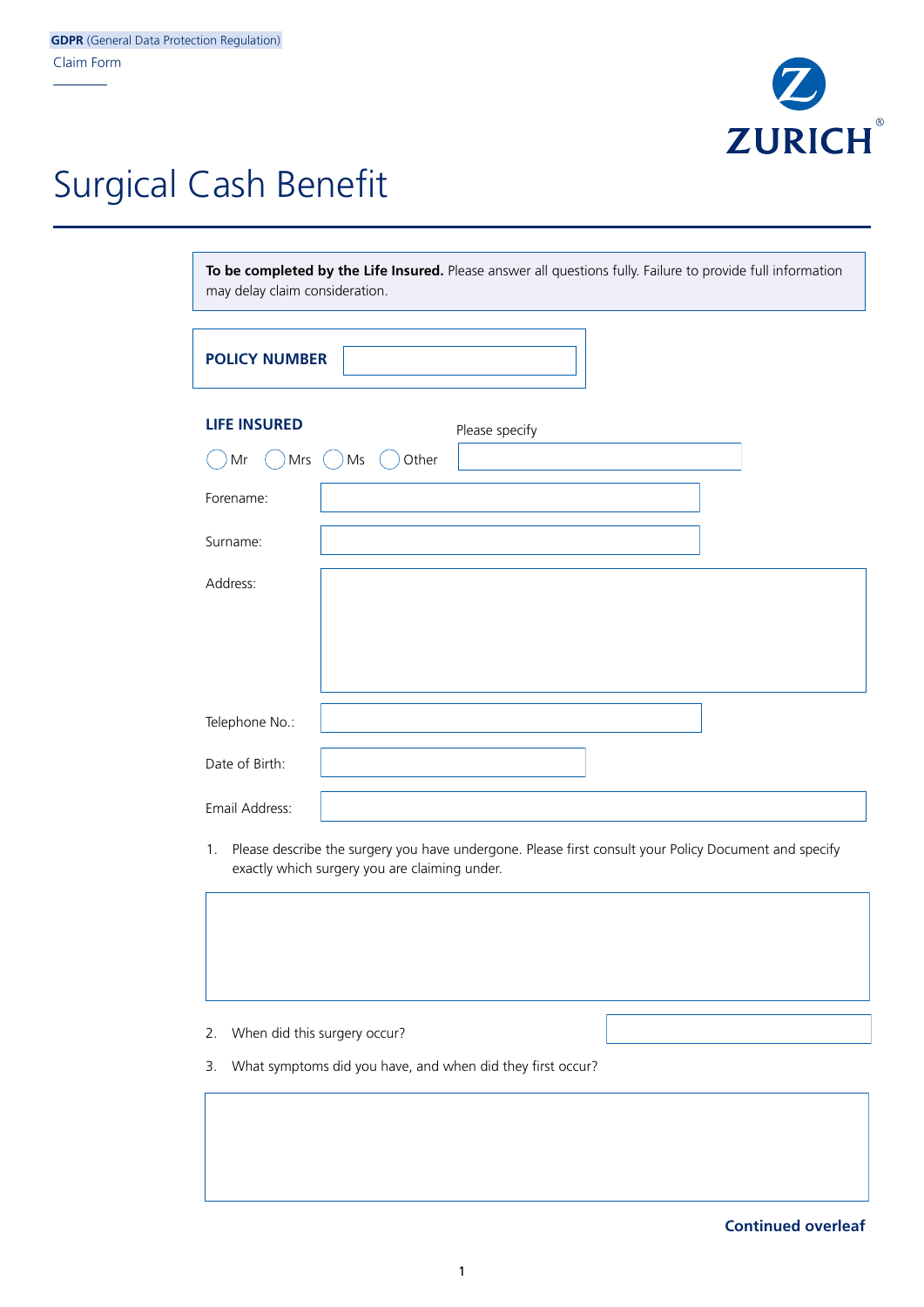**GDPR** (General Data Protection Regulation)

Claim Form

ZURICH

# Surgical Cash Benefit

**To be completed by the Life Insured.** Please answer all questions fully. Failure to provide full information may delay claim consideration.

**POLICY NUMBER**

**LIFE INSURED**

○ Mr ○ Mrs ○ Ms ○ Other  Please specify

Forename:

Surname:

Address:

Telephone No.:

Date of Birth:

Email Address:

1. Please describe the surgery you have undergone. Please first consult your Policy Document and specify exactly which surgery you are claiming under.

2. When did this surgery occur?

3. What symptoms did you have, and when did they first occur?

**Continued overleaf**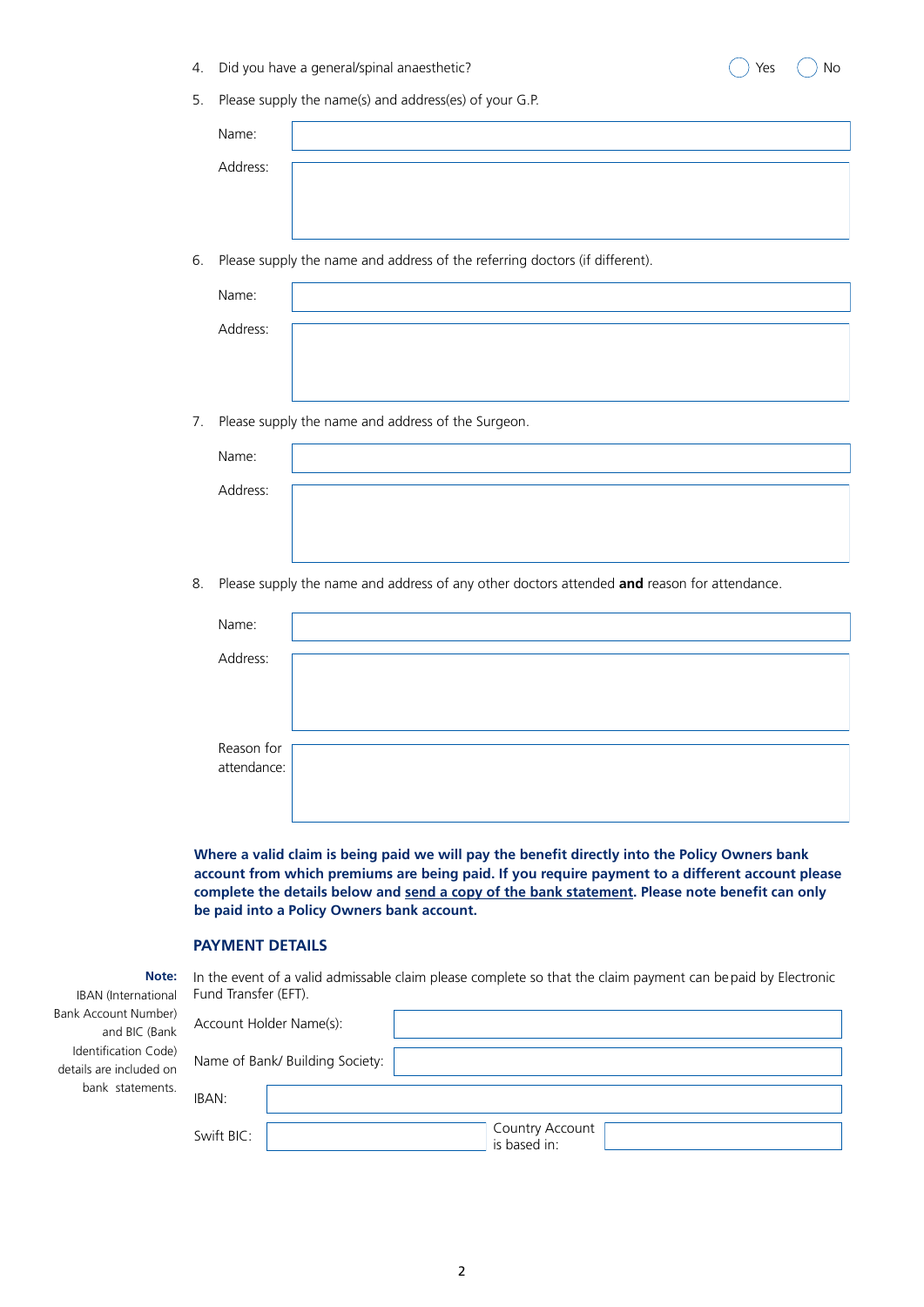4. Did you have a general/spinal anaesthetic? ◯ Yes ◯ No

5. Please supply the name(s) and address(es) of your G.P.

Name:

Address:

6. Please supply the name and address of the referring doctors (if different).

Name:

Address:

7. Please supply the name and address of the Surgeon.

Name:

Address:

8. Please supply the name and address of any other doctors attended **and** reason for attendance.

Name:

Address:

Reason for attendance:

**Where a valid claim is being paid we will pay the benefit directly into the Policy Owners bank account from which premiums are being paid. If you require payment to a different account please complete the details below and send a copy of the bank statement. Please note benefit can only be paid into a Policy Owners bank account.**

## PAYMENT DETAILS

**Note:** IBAN (International Bank Account Number) and BIC (Bank Identification Code) details are included on bank statements.

In the event of a valid admissable claim please complete so that the claim payment can be paid by Electronic Fund Transfer (EFT).

Account Holder Name(s):

Name of Bank/ Building Society:

IBAN:

Swift BIC:

Country Account is based in: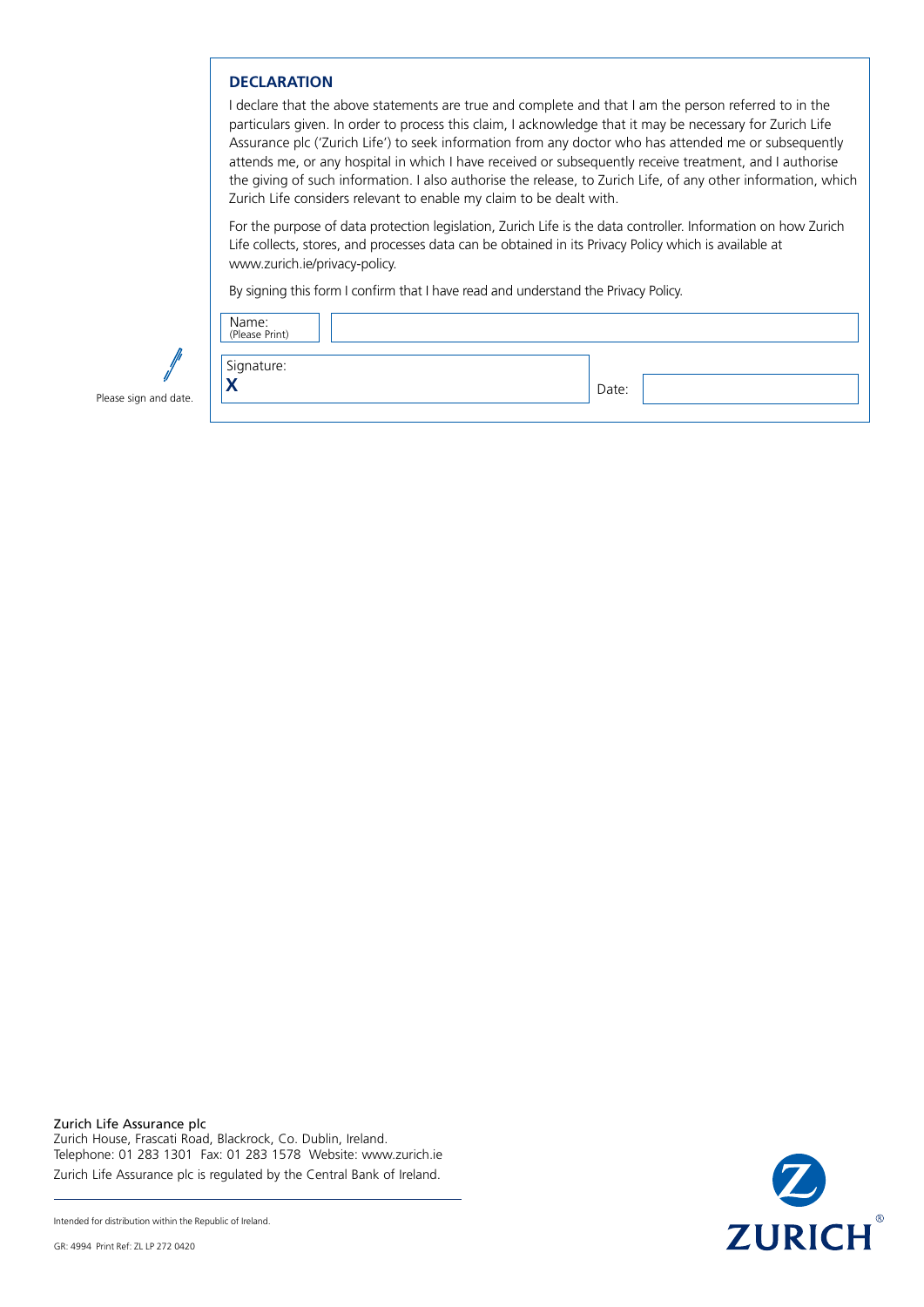## DECLARATION

I declare that the above statements are true and complete and that I am the person referred to in the particulars given. In order to process this claim, I acknowledge that it may be necessary for Zurich Life Assurance plc ('Zurich Life') to seek information from any doctor who has attended me or subsequently attends me, or any hospital in which I have received or subsequently receive treatment, and I authorise the giving of such information. I also authorise the release, to Zurich Life, of any other information, which Zurich Life considers relevant to enable my claim to be dealt with.

For the purpose of data protection legislation, Zurich Life is the data controller. Information on how Zurich Life collects, stores, and processes data can be obtained in its Privacy Policy which is available at www.zurich.ie/privacy-policy.

By signing this form I confirm that I have read and understand the Privacy Policy.

Please sign and date.

Name:
(Please Print)

Signature:
X

Date:

Zurich Life Assurance plc
Zurich House, Frascati Road, Blackrock, Co. Dublin, Ireland.
Telephone: 01 283 1301 Fax: 01 283 1578 Website: www.zurich.ie
Zurich Life Assurance plc is regulated by the Central Bank of Ireland.

Intended for distribution within the Republic of Ireland.

GR: 4994 Print Ref: ZL LP 272 0420

ZURICH®